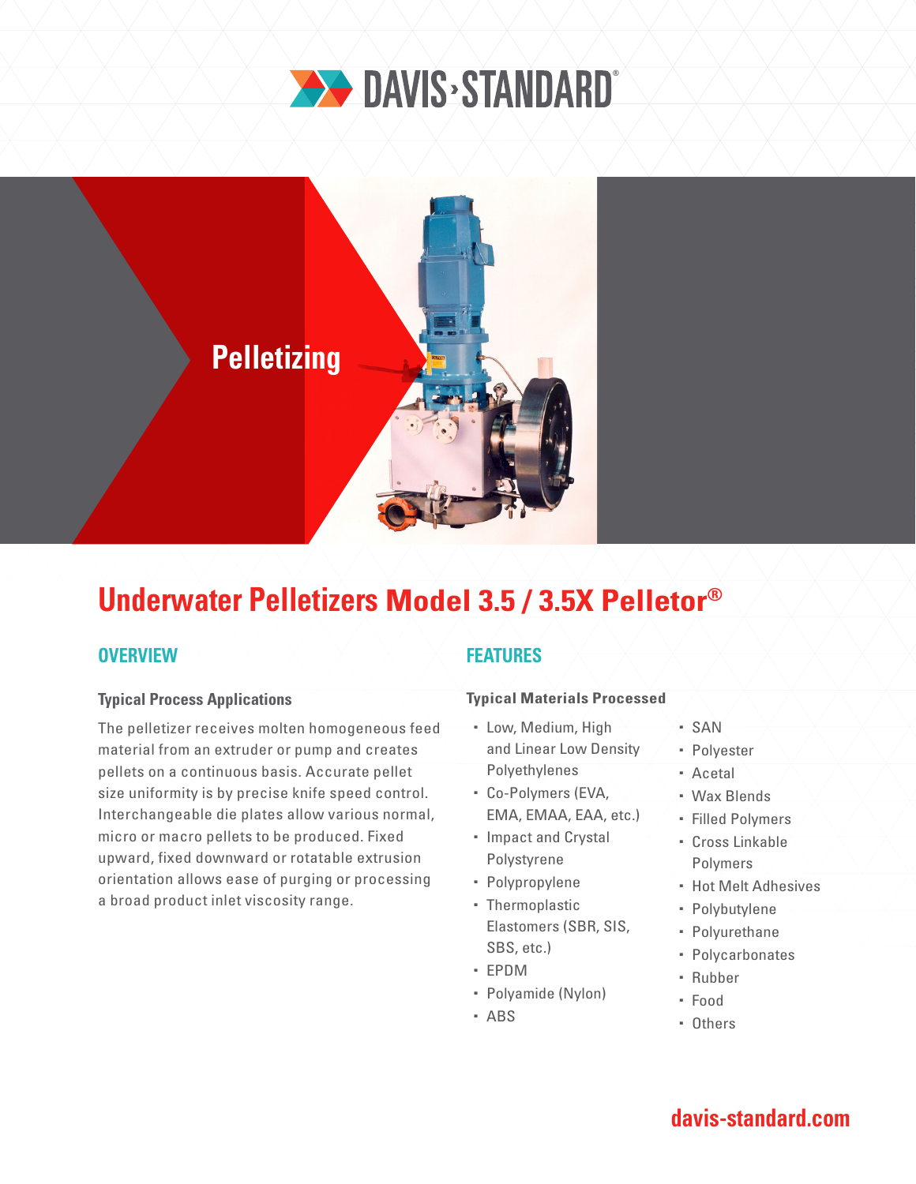DAVIS-STANDARD®

Pelletizing

# Underwater Pelletizers Model 3.5 / 3.5X Pelletor®

## OVERVIEW

### Typical Process Applications

The pelletizer receives molten homogeneous feed material from an extruder or pump and creates pellets on a continuous basis. Accurate pellet size uniformity is by precise knife speed control. Interchangeable die plates allow various normal, micro or macro pellets to be produced. Fixed upward, fixed downward or rotatable extrusion orientation allows ease of purging or processing a broad product inlet viscosity range.

## FEATURES

### Typical Materials Processed

- Low, Medium, High and Linear Low Density Polyethylenes
- Co-Polymers (EVA, EMA, EMAA, EAA, etc.)
- Impact and Crystal Polystyrene
- Polypropylene
- Thermoplastic Elastomers (SBR, SIS, SBS, etc.)
- EPDM
- Polyamide (Nylon)
- ABS
- SAN
- Polyester
- Acetal
- Wax Blends
- Filled Polymers
- Cross Linkable Polymers
- Hot Melt Adhesives
- Polybutylene
- Polyurethane
- Polycarbonates
- Rubber
- Food
- Others

davis-standard.com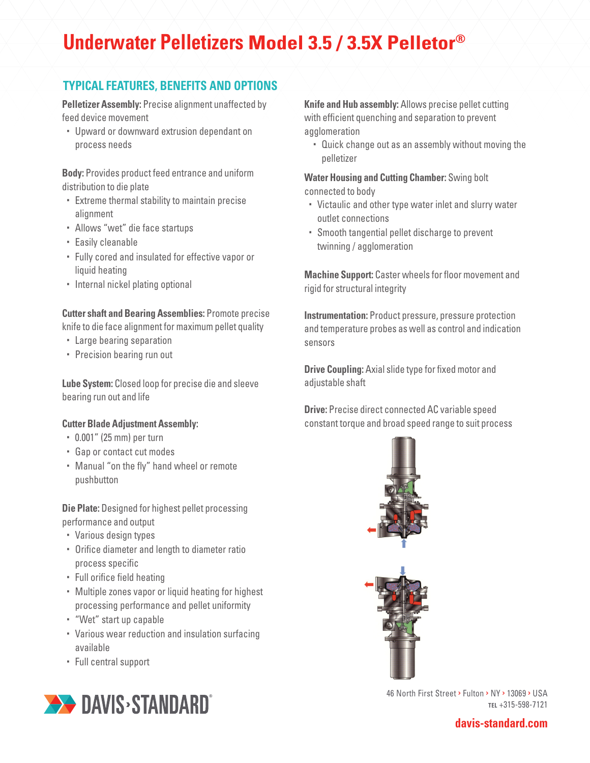# Underwater Pelletizers Model 3.5 / 3.5X Pelletor®

## TYPICAL FEATURES, BENEFITS AND OPTIONS

**Pelletizer Assembly:** Precise alignment unaffected by feed device movement

- Upward or downward extrusion dependant on process needs

**Body:** Provides product feed entrance and uniform distribution to die plate

- Extreme thermal stability to maintain precise alignment
- Allows "wet" die face startups
- Easily cleanable
- Fully cored and insulated for effective vapor or liquid heating
- Internal nickel plating optional

**Cutter shaft and Bearing Assemblies:** Promote precise knife to die face alignment for maximum pellet quality

- Large bearing separation
- Precision bearing run out

**Lube System:** Closed loop for precise die and sleeve bearing run out and life

**Cutter Blade Adjustment Assembly:**

- 0.001" (25 mm) per turn
- Gap or contact cut modes
- Manual "on the fly" hand wheel or remote pushbutton

**Die Plate:** Designed for highest pellet processing performance and output

- Various design types
- Orifice diameter and length to diameter ratio process specific
- Full orifice field heating
- Multiple zones vapor or liquid heating for highest processing performance and pellet uniformity
- "Wet" start up capable
- Various wear reduction and insulation surfacing available
- Full central support

**Knife and Hub assembly:** Allows precise pellet cutting with efficient quenching and separation to prevent agglomeration

- Quick change out as an assembly without moving the pelletizer

**Water Housing and Cutting Chamber:** Swing bolt connected to body

- Victaulic and other type water inlet and slurry water outlet connections
- Smooth tangential pellet discharge to prevent twinning / agglomeration

**Machine Support:** Caster wheels for floor movement and rigid for structural integrity

**Instrumentation:** Product pressure, pressure protection and temperature probes as well as control and indication sensors

**Drive Coupling:** Axial slide type for fixed motor and adjustable shaft

**Drive:** Precise direct connected AC variable speed constant torque and broad speed range to suit process

DAVIS›STANDARD®

46 North First Street › Fulton › NY › 13069 › USA
TEL +315-598-7121

davis-standard.com